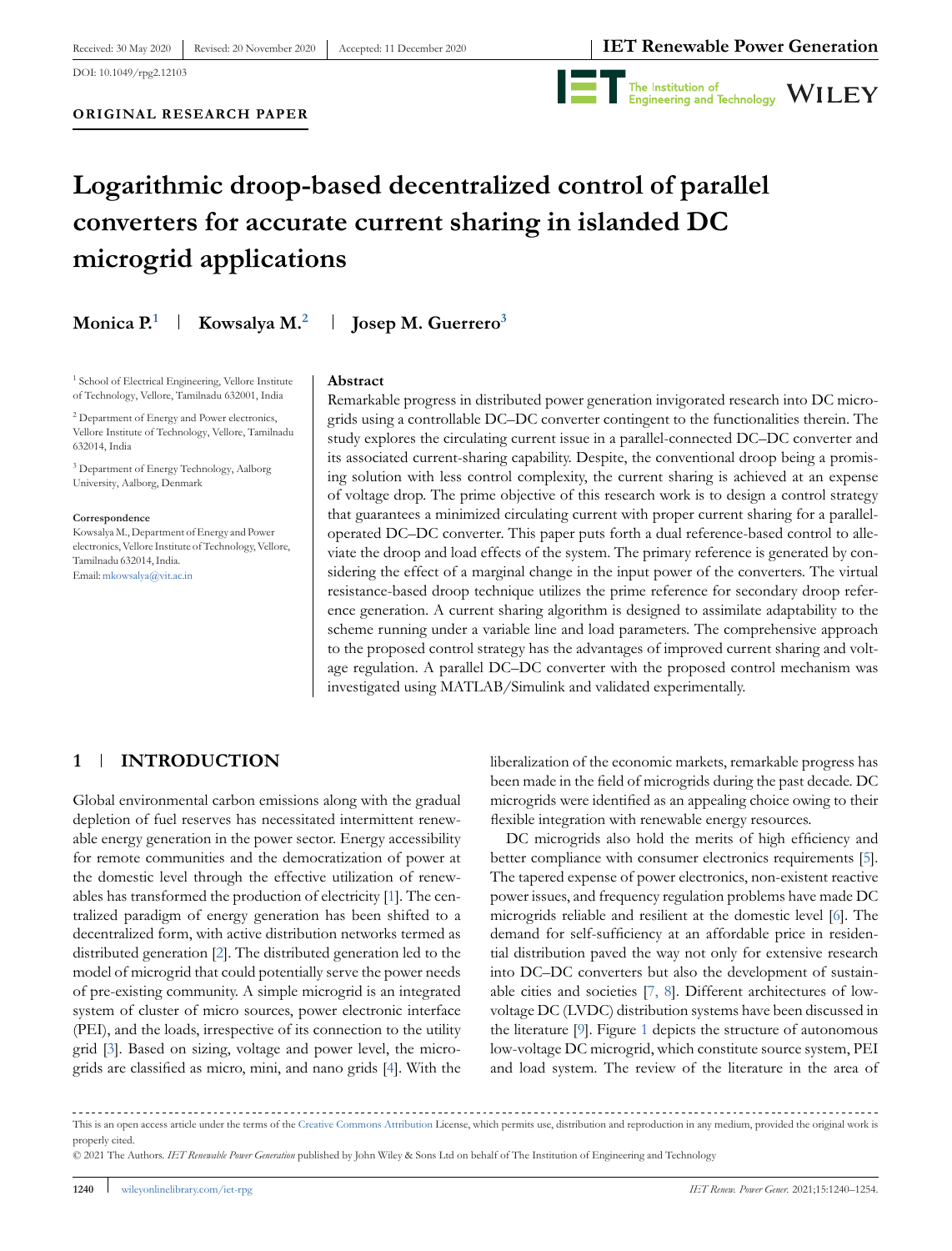Received: 30 May 2020 | Revised: 20 November 2020 | Accepted: 11 December 2020

DOI: 10.1049/rpg2.12103

**ORIGINAL RESEARCH PAPER**

# Logarithmic droop-based decentralized control of parallel converters for accurate current sharing in islanded DC microgrid applications

**Monica P.**[1] | **Kowsalya M.**[2] | **Josep M. Guerrero**[3]

[1] School of Electrical Engineering, Vellore Institute of Technology, Vellore, Tamilnadu 632001, India

[2] Department of Energy and Power electronics, Vellore Institute of Technology, Vellore, Tamilnadu 632014, India

[3] Department of Energy Technology, Aalborg University, Aalborg, Denmark

**Correspondence**

Kowsalya M., Department of Energy and Power electronics, Vellore Institute of Technology, Vellore, Tamilnadu 632014, India.
Email: mkowsalya@vit.ac.in

## Abstract

Remarkable progress in distributed power generation invigorated research into DC microgrids using a controllable DC–DC converter contingent to the functionalities therein. The study explores the circulating current issue in a parallel-connected DC–DC converter and its associated current-sharing capability. Despite, the conventional droop being a promising solution with less control complexity, the current sharing is achieved at an expense of voltage drop. The prime objective of this research work is to design a control strategy that guarantees a minimized circulating current with proper current sharing for a parallel-operated DC–DC converter. This paper puts forth a dual reference-based control to alleviate the droop and load effects of the system. The primary reference is generated by considering the effect of a marginal change in the input power of the converters. The virtual resistance-based droop technique utilizes the prime reference for secondary droop reference generation. A current sharing algorithm is designed to assimilate adaptability to the scheme running under a variable line and load parameters. The comprehensive approach to the proposed control strategy has the advantages of improved current sharing and voltage regulation. A parallel DC–DC converter with the proposed control mechanism was investigated using MATLAB/Simulink and validated experimentally.

## 1 | INTRODUCTION

Global environmental carbon emissions along with the gradual depletion of fuel reserves has necessitated intermittent renewable energy generation in the power sector. Energy accessibility for remote communities and the democratization of power at the domestic level through the effective utilization of renewables has transformed the production of electricity [1]. The centralized paradigm of energy generation has been shifted to a decentralized form, with active distribution networks termed as distributed generation [2]. The distributed generation led to the model of microgrid that could potentially serve the power needs of pre-existing community. A simple microgrid is an integrated system of cluster of micro sources, power electronic interface (PEI), and the loads, irrespective of its connection to the utility grid [3]. Based on sizing, voltage and power level, the microgrids are classified as micro, mini, and nano grids [4]. With the liberalization of the economic markets, remarkable progress has been made in the field of microgrids during the past decade. DC microgrids were identified as an appealing choice owing to their flexible integration with renewable energy resources.

DC microgrids also hold the merits of high efficiency and better compliance with consumer electronics requirements [5]. The tapered expense of power electronics, non-existent reactive power issues, and frequency regulation problems have made DC microgrids reliable and resilient at the domestic level [6]. The demand for self-sufficiency at an affordable price in residential distribution paved the way not only for extensive research into DC–DC converters but also the development of sustainable cities and societies [7, 8]. Different architectures of low-voltage DC (LVDC) distribution systems have been discussed in the literature [9]. Figure 1 depicts the structure of autonomous low-voltage DC microgrid, which constitute source system, PEI and load system. The review of the literature in the area of

This is an open access article under the terms of the Creative Commons Attribution License, which permits use, distribution and reproduction in any medium, provided the original work is properly cited.

© 2021 The Authors. *IET Renewable Power Generation* published by John Wiley & Sons Ltd on behalf of The Institution of Engineering and Technology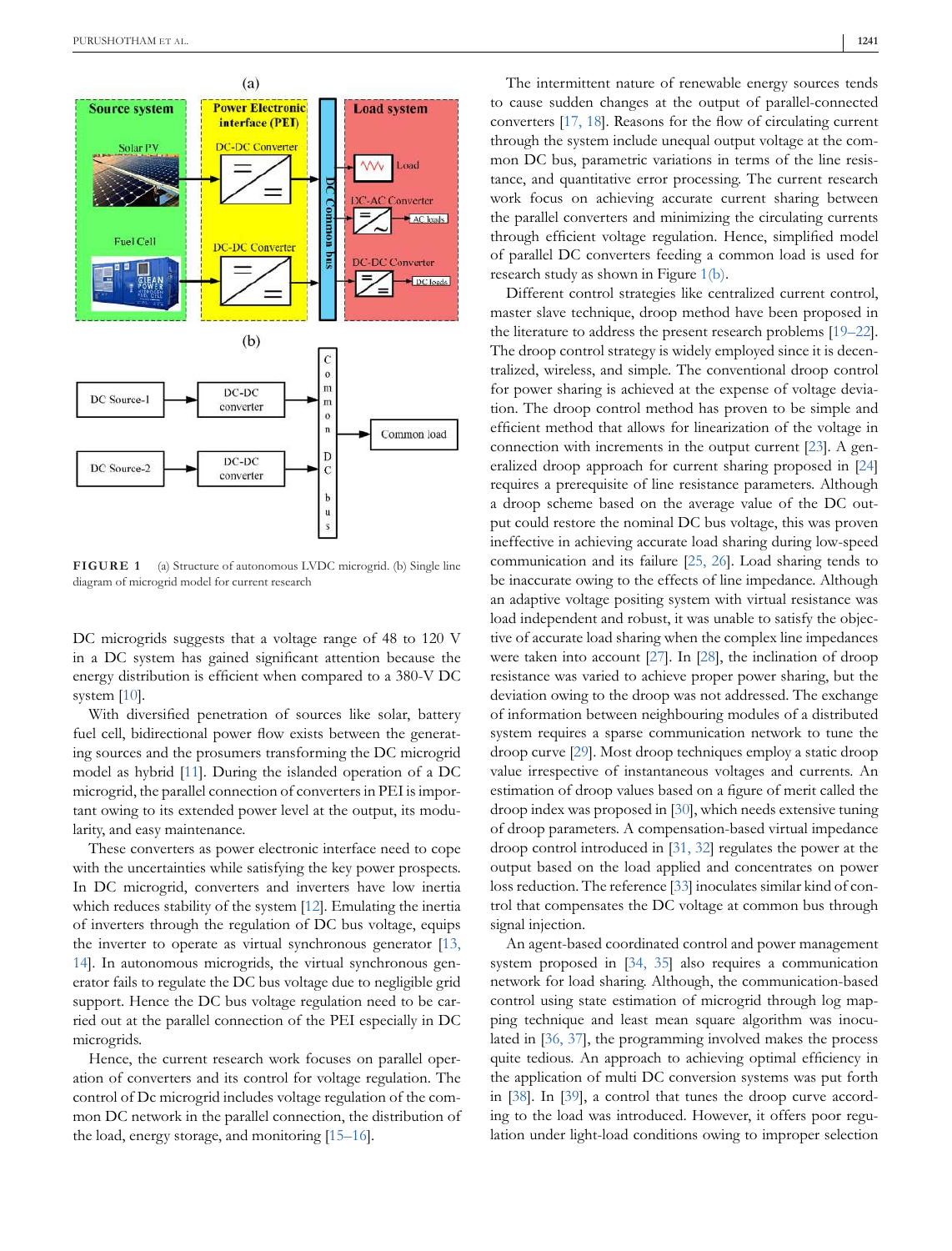**FIGURE 1** (a) Structure of autonomous LVDC microgrid. (b) Single line diagram of microgrid model for current research

DC microgrids suggests that a voltage range of 48 to 120 V in a DC system has gained significant attention because the energy distribution is efficient when compared to a 380-V DC system [10].

With diversified penetration of sources like solar, battery fuel cell, bidirectional power flow exists between the generating sources and the prosumers transforming the DC microgrid model as hybrid [11]. During the islanded operation of a DC microgrid, the parallel connection of converters in PEI is important owing to its extended power level at the output, its modularity, and easy maintenance.

These converters as power electronic interface need to cope with the uncertainties while satisfying the key power prospects. In DC microgrid, converters and inverters have low inertia which reduces stability of the system [12]. Emulating the inertia of inverters through the regulation of DC bus voltage, equips the inverter to operate as virtual synchronous generator [13, 14]. In autonomous microgrids, the virtual synchronous generator fails to regulate the DC bus voltage due to negligible grid support. Hence the DC bus voltage regulation need to be carried out at the parallel connection of the PEI especially in DC microgrids.

Hence, the current research work focuses on parallel operation of converters and its control for voltage regulation. The control of Dc microgrid includes voltage regulation of the common DC network in the parallel connection, the distribution of the load, energy storage, and monitoring [15–16].

The intermittent nature of renewable energy sources tends to cause sudden changes at the output of parallel-connected converters [17, 18]. Reasons for the flow of circulating current through the system include unequal output voltage at the common DC bus, parametric variations in terms of the line resistance, and quantitative error processing. The current research work focus on achieving accurate current sharing between the parallel converters and minimizing the circulating currents through efficient voltage regulation. Hence, simplified model of parallel DC converters feeding a common load is used for research study as shown in Figure 1(b).

Different control strategies like centralized current control, master slave technique, droop method have been proposed in the literature to address the present research problems [19–22]. The droop control strategy is widely employed since it is decentralized, wireless, and simple. The conventional droop control for power sharing is achieved at the expense of voltage deviation. The droop control method has proven to be simple and efficient method that allows for linearization of the voltage in connection with increments in the output current [23]. A generalized droop approach for current sharing proposed in [24] requires a prerequisite of line resistance parameters. Although a droop scheme based on the average value of the DC output could restore the nominal DC bus voltage, this was proven ineffective in achieving accurate load sharing during low-speed communication and its failure [25, 26]. Load sharing tends to be inaccurate owing to the effects of line impedance. Although an adaptive voltage positing system with virtual resistance was load independent and robust, it was unable to satisfy the objective of accurate load sharing when the complex line impedances were taken into account [27]. In [28], the inclination of droop resistance was varied to achieve proper power sharing, but the deviation owing to the droop was not addressed. The exchange of information between neighbouring modules of a distributed system requires a sparse communication network to tune the droop curve [29]. Most droop techniques employ a static droop value irrespective of instantaneous voltages and currents. An estimation of droop values based on a figure of merit called the droop index was proposed in [30], which needs extensive tuning of droop parameters. A compensation-based virtual impedance droop control introduced in [31, 32] regulates the power at the output based on the load applied and concentrates on power loss reduction. The reference [33] inoculates similar kind of control that compensates the DC voltage at common bus through signal injection.

An agent-based coordinated control and power management system proposed in [34, 35] also requires a communication network for load sharing. Although, the communication-based control using state estimation of microgrid through log mapping technique and least mean square algorithm was inoculated in [36, 37], the programming involved makes the process quite tedious. An approach to achieving optimal efficiency in the application of multi DC conversion systems was put forth in [38]. In [39], a control that tunes the droop curve according to the load was introduced. However, it offers poor regulation under light-load conditions owing to improper selection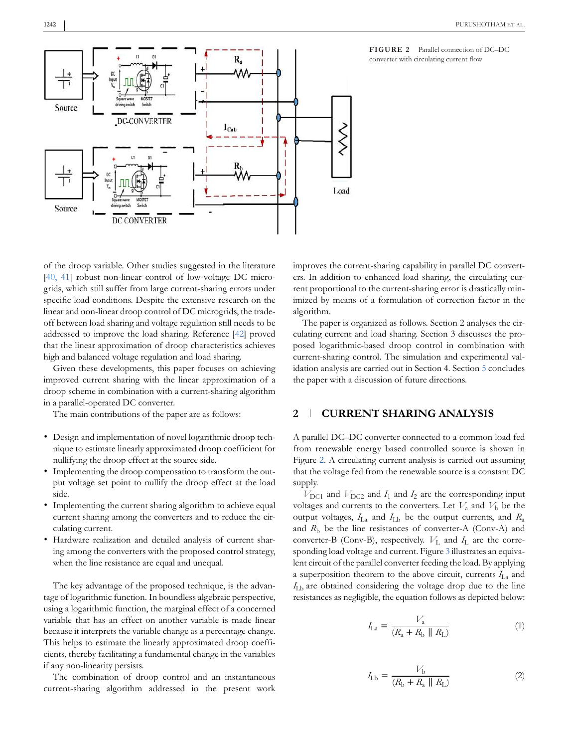FIGURE 2 Parallel connection of DC–DC converter with circulating current flow

of the droop variable. Other studies suggested in the literature [40, 41] robust non-linear control of low-voltage DC microgrids, which still suffer from large current-sharing errors under specific load conditions. Despite the extensive research on the linear and non-linear droop control of DC microgrids, the trade-off between load sharing and voltage regulation still needs to be addressed to improve the load sharing. Reference [42] proved that the linear approximation of droop characteristics achieves high and balanced voltage regulation and load sharing.

Given these developments, this paper focuses on achieving improved current sharing with the linear approximation of a droop scheme in combination with a current-sharing algorithm in a parallel-operated DC converter.

The main contributions of the paper are as follows:

- Design and implementation of novel logarithmic droop technique to estimate linearly approximated droop coefficient for nullifying the droop effect at the source side.
- Implementing the droop compensation to transform the output voltage set point to nullify the droop effect at the load side.
- Implementing the current sharing algorithm to achieve equal current sharing among the converters and to reduce the circulating current.
- Hardware realization and detailed analysis of current sharing among the converters with the proposed control strategy, when the line resistance are equal and unequal.

The key advantage of the proposed technique, is the advantage of logarithmic function. In boundless algebraic perspective, using a logarithmic function, the marginal effect of a concerned variable that has an effect on another variable is made linear because it interprets the variable change as a percentage change. This helps to estimate the linearly approximated droop coefficients, thereby facilitating a fundamental change in the variables if any non-linearity persists.

The combination of droop control and an instantaneous current-sharing algorithm addressed in the present work improves the current-sharing capability in parallel DC converters. In addition to enhanced load sharing, the circulating current proportional to the current-sharing error is drastically minimized by means of a formulation of correction factor in the algorithm.

The paper is organized as follows. Section 2 analyses the circulating current and load sharing. Section 3 discusses the proposed logarithmic-based droop control in combination with current-sharing control. The simulation and experimental validation analysis are carried out in Section 4. Section 5 concludes the paper with a discussion of future directions.

## 2 | CURRENT SHARING ANALYSIS

A parallel DC–DC converter connected to a common load fed from renewable energy based controlled source is shown in Figure 2. A circulating current analysis is carried out assuming that the voltage fed from the renewable source is a constant DC supply.

$V_{DC1}$ and $V_{DC2}$ and $I_1$ and $I_2$ are the corresponding input voltages and currents to the converters. Let $V_a$ and $V_b$ be the output voltages, $I_{La}$ and $I_{Lb}$ be the output currents, and $R_a$ and $R_b$ be the line resistances of converter-A (Conv-A) and converter-B (Conv-B), respectively. $V_L$ and $I_L$ are the corresponding load voltage and current. Figure 3 illustrates an equivalent circuit of the parallel converter feeding the load. By applying a superposition theorem to the above circuit, currents $I_{La}$ and $I_{Lb}$ are obtained considering the voltage drop due to the line resistances as negligible, the equation follows as depicted below:

$$I_{La} = \frac{V_a}{(R_a + R_b \parallel R_L)} \tag{1}$$

$$I_{Lb} = \frac{V_b}{(R_b + R_a \parallel R_L)} \tag{2}$$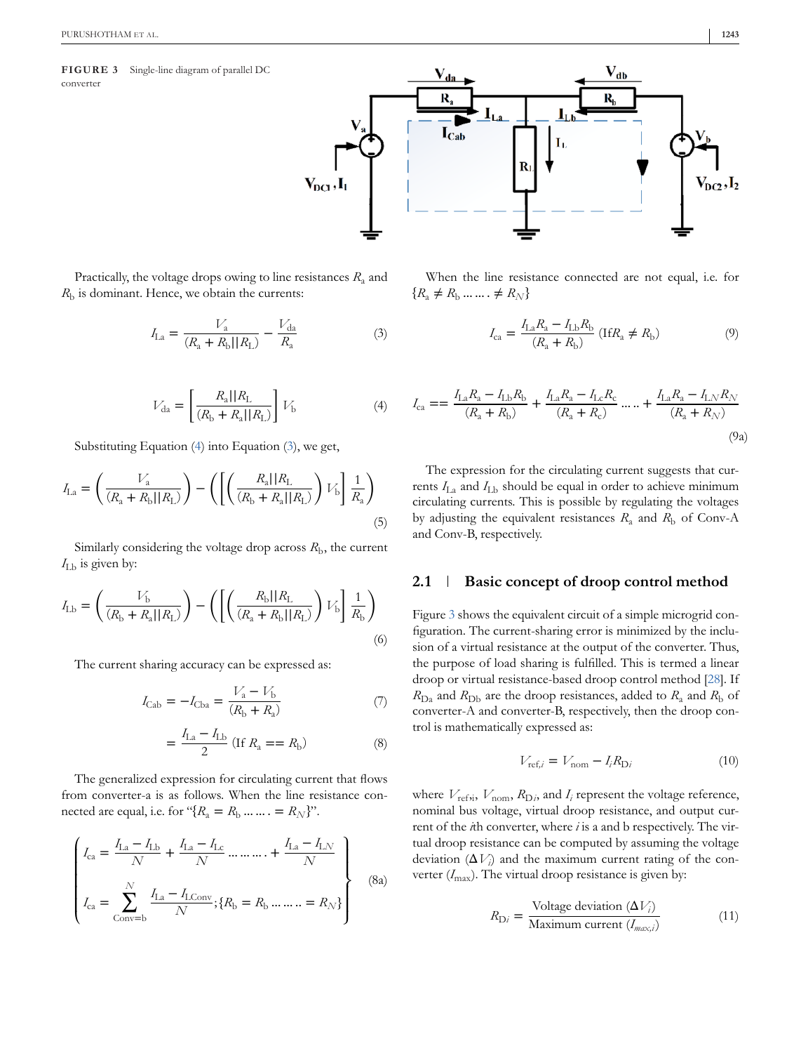FIGURE 3 Single-line diagram of parallel DC converter

Practically, the voltage drops owing to line resistances $R_a$ and $R_b$ is dominant. Hence, we obtain the currents:

$$I_{La} = \frac{V_a}{(R_a + R_b||R_L)} - \frac{V_{da}}{R_a} \tag{3}$$

$$V_{da} = \left[\frac{R_a||R_L}{(R_b + R_a||R_L)}\right] V_b \tag{4}$$

Substituting Equation (4) into Equation (3), we get,

$$I_{La} = \left(\frac{V_a}{(R_a + R_b||R_L)}\right) - \left(\left[\left(\frac{R_a||R_L}{(R_b + R_a||R_L)}\right) V_b\right] \frac{1}{R_a}\right) \tag{5}$$

Similarly considering the voltage drop across $R_b$, the current $I_{Lb}$ is given by:

$$I_{Lb} = \left(\frac{V_b}{(R_b + R_a||R_L)}\right) - \left(\left[\left(\frac{R_b||R_L}{(R_a + R_b||R_L)}\right) V_b\right] \frac{1}{R_b}\right) \tag{6}$$

The current sharing accuracy can be expressed as:

$$I_{Cab} = -I_{Cba} = \frac{V_a - V_b}{(R_b + R_a)} \tag{7}$$

$$= \frac{I_{La} - I_{Lb}}{2} \text{ (If } R_a == R_b) \tag{8}$$

The generalized expression for circulating current that flows from converter-a is as follows. When the line resistance connected are equal, i.e. for "$\{R_a = R_b \ldots\ldots = R_N\}$".

$$\left\{\begin{array}{l} I_{ca} = \dfrac{I_{La} - I_{Lb}}{N} + \dfrac{I_{La} - I_{Lc}}{N} \ldots\ldots\ldots + \dfrac{I_{La} - I_{LN}}{N} \\ I_{ca} = \displaystyle\sum_{\text{Conv}=b}^{N} \frac{I_{La} - I_{LConv}}{N}; \{R_b = R_b \ldots\ldots = R_N\} \end{array}\right\} \tag{8a}$$

When the line resistance connected are not equal, i.e. for $\{R_a \neq R_b \ldots\ldots \neq R_N\}$

$$I_{ca} = \frac{I_{La}R_a - I_{Lb}R_b}{(R_a + R_b)} \text{ (If} R_a \neq R_b) \tag{9}$$

$$I_{ca} == \frac{I_{La}R_a - I_{Lb}R_b}{(R_a + R_b)} + \frac{I_{La}R_a - I_{Lc}R_c}{(R_a + R_c)} \ldots\ldots + \frac{I_{La}R_a - I_{LN}R_N}{(R_a + R_N)} \tag{9a}$$

The expression for the circulating current suggests that currents $I_{La}$ and $I_{Lb}$ should be equal in order to achieve minimum circulating currents. This is possible by regulating the voltages by adjusting the equivalent resistances $R_a$ and $R_b$ of Conv-A and Conv-B, respectively.

## 2.1 | Basic concept of droop control method

Figure 3 shows the equivalent circuit of a simple microgrid configuration. The current-sharing error is minimized by the inclusion of a virtual resistance at the output of the converter. Thus, the purpose of load sharing is fulfilled. This is termed a linear droop or virtual resistance-based droop control method [28]. If $R_{Da}$ and $R_{Db}$ are the droop resistances, added to $R_a$ and $R_b$ of converter-A and converter-B, respectively, then the droop control is mathematically expressed as:

$$V_{ref,i} = V_{nom} - I_i R_{Di} \tag{10}$$

where $V_{ref,i}$, $V_{nom}$, $R_{Di}$, and $I_i$ represent the voltage reference, nominal bus voltage, virtual droop resistance, and output current of the $i$th converter, where $i$ is a and b respectively. The virtual droop resistance can be computed by assuming the voltage deviation ($\Delta V_i$) and the maximum current rating of the converter ($I_{max}$). The virtual droop resistance is given by:

$$R_{Di} = \frac{\text{Voltage deviation } (\Delta V_i)}{\text{Maximum current } (I_{max,i})} \tag{11}$$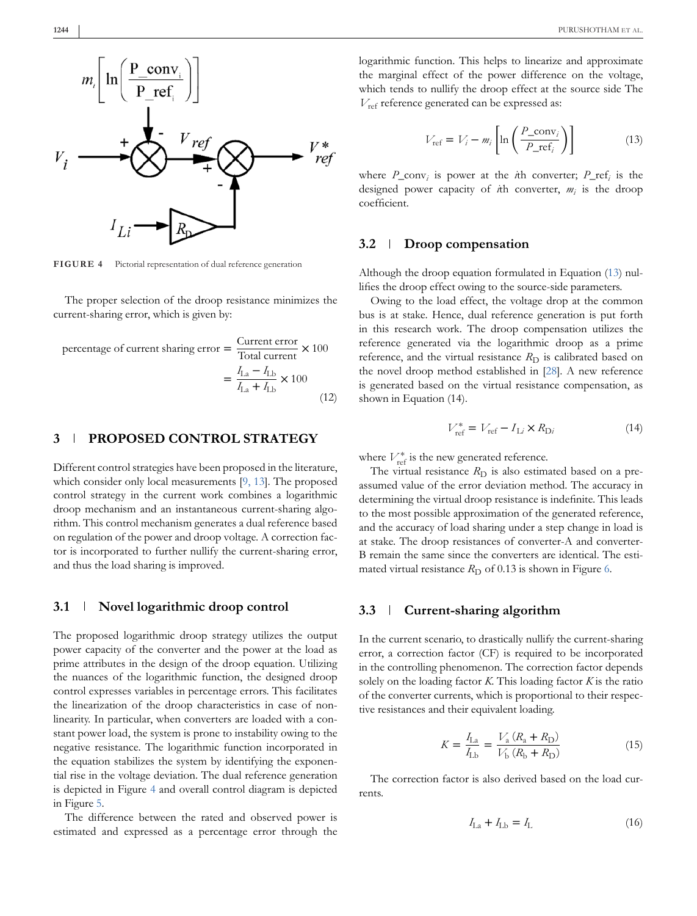FIGURE 4 Pictorial representation of dual reference generation

The proper selection of the droop resistance minimizes the current-sharing error, which is given by:

$$\text{percentage of current sharing error} = \frac{\text{Current error}}{\text{Total current}} \times 100 = \frac{I_{La} - I_{Lb}}{I_{La} + I_{Lb}} \times 100 \tag{12}$$

## 3 | PROPOSED CONTROL STRATEGY

Different control strategies have been proposed in the literature, which consider only local measurements [9, 13]. The proposed control strategy in the current work combines a logarithmic droop mechanism and an instantaneous current-sharing algorithm. This control mechanism generates a dual reference based on regulation of the power and droop voltage. A correction factor is incorporated to further nullify the current-sharing error, and thus the load sharing is improved.

### 3.1 | Novel logarithmic droop control

The proposed logarithmic droop strategy utilizes the output power capacity of the converter and the power at the load as prime attributes in the design of the droop equation. Utilizing the nuances of the logarithmic function, the designed droop control expresses variables in percentage errors. This facilitates the linearization of the droop characteristics in case of nonlinearity. In particular, when converters are loaded with a constant power load, the system is prone to instability owing to the negative resistance. The logarithmic function incorporated in the equation stabilizes the system by identifying the exponential rise in the voltage deviation. The dual reference generation is depicted in Figure 4 and overall control diagram is depicted in Figure 5.

The difference between the rated and observed power is estimated and expressed as a percentage error through the logarithmic function. This helps to linearize and approximate the marginal effect of the power difference on the voltage, which tends to nullify the droop effect at the source side The $V_{\text{ref}}$ reference generated can be expressed as:

$$V_{\text{ref}} = V_i - m_i \left[ \ln \left( \frac{P\_\text{conv}_i}{P\_\text{ref}_i} \right) \right] \tag{13}$$

where $P\_\text{conv}_i$ is power at the $i$th converter; $P\_\text{ref}_i$ is the designed power capacity of $i$th converter, $m_i$ is the droop coefficient.

### 3.2 | Droop compensation

Although the droop equation formulated in Equation (13) nullifies the droop effect owing to the source-side parameters.

Owing to the load effect, the voltage drop at the common bus is at stake. Hence, dual reference generation is put forth in this research work. The droop compensation utilizes the reference generated via the logarithmic droop as a prime reference, and the virtual resistance $R_D$ is calibrated based on the novel droop method established in [28]. A new reference is generated based on the virtual resistance compensation, as shown in Equation (14).

$$V^*_{\text{ref}} = V_{\text{ref}} - I_{Li} \times R_{Di} \tag{14}$$

where $V^*_{\text{ref}}$ is the new generated reference.

The virtual resistance $R_D$ is also estimated based on a preassumed value of the error deviation method. The accuracy in determining the virtual droop resistance is indefinite. This leads to the most possible approximation of the generated reference, and the accuracy of load sharing under a step change in load is at stake. The droop resistances of converter-A and converter-B remain the same since the converters are identical. The estimated virtual resistance $R_D$ of 0.13 is shown in Figure 6.

### 3.3 | Current-sharing algorithm

In the current scenario, to drastically nullify the current-sharing error, a correction factor (CF) is required to be incorporated in the controlling phenomenon. The correction factor depends solely on the loading factor $K$. This loading factor $K$ is the ratio of the converter currents, which is proportional to their respective resistances and their equivalent loading.

$$K = \frac{I_{La}}{I_{Lb}} = \frac{V_a (R_a + R_D)}{V_b (R_b + R_D)} \tag{15}$$

The correction factor is also derived based on the load currents.

$$I_{La} + I_{Lb} = I_L \tag{16}$$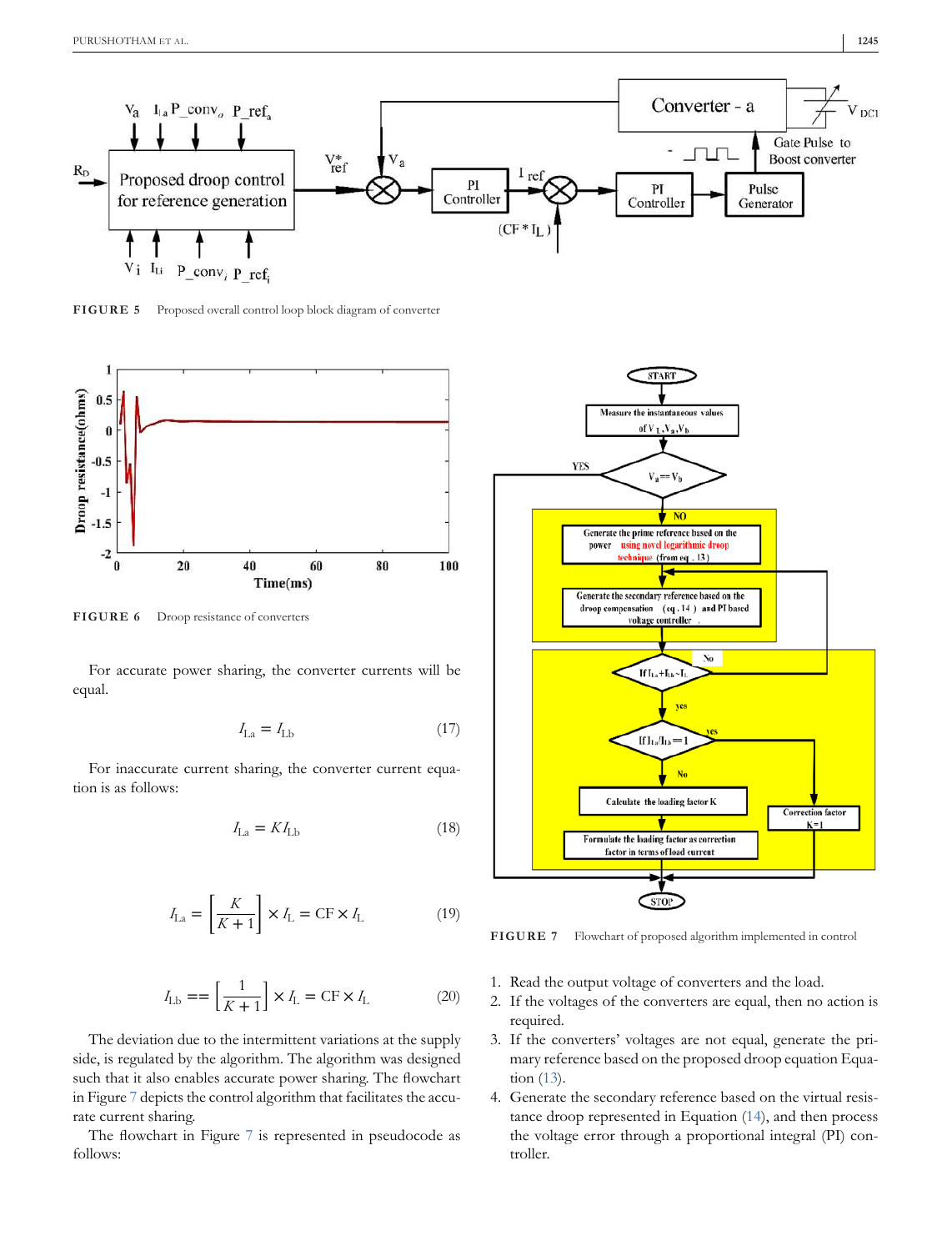FIGURE 5 Proposed overall control loop block diagram of converter

FIGURE 6 Droop resistance of converters

For accurate power sharing, the converter currents will be equal.

$$I_{La} = I_{Lb} \tag{17}$$

For inaccurate current sharing, the converter current equation is as follows:

$$I_{La} = K I_{Lb} \tag{18}$$

$$I_{La} = \left[\frac{K}{K+1}\right] \times I_L = \text{CF} \times I_L \tag{19}$$

$$I_{Lb} == \left[\frac{1}{K+1}\right] \times I_L = \text{CF} \times I_L \tag{20}$$

The deviation due to the intermittent variations at the supply side, is regulated by the algorithm. The algorithm was designed such that it also enables accurate power sharing. The flowchart in Figure 7 depicts the control algorithm that facilitates the accurate current sharing.

The flowchart in Figure 7 is represented in pseudocode as follows:

FIGURE 7 Flowchart of proposed algorithm implemented in control

1. Read the output voltage of converters and the load.
2. If the voltages of the converters are equal, then no action is required.
3. If the converters' voltages are not equal, generate the primary reference based on the proposed droop equation Equation (13).
4. Generate the secondary reference based on the virtual resistance droop represented in Equation (14), and then process the voltage error through a proportional integral (PI) controller.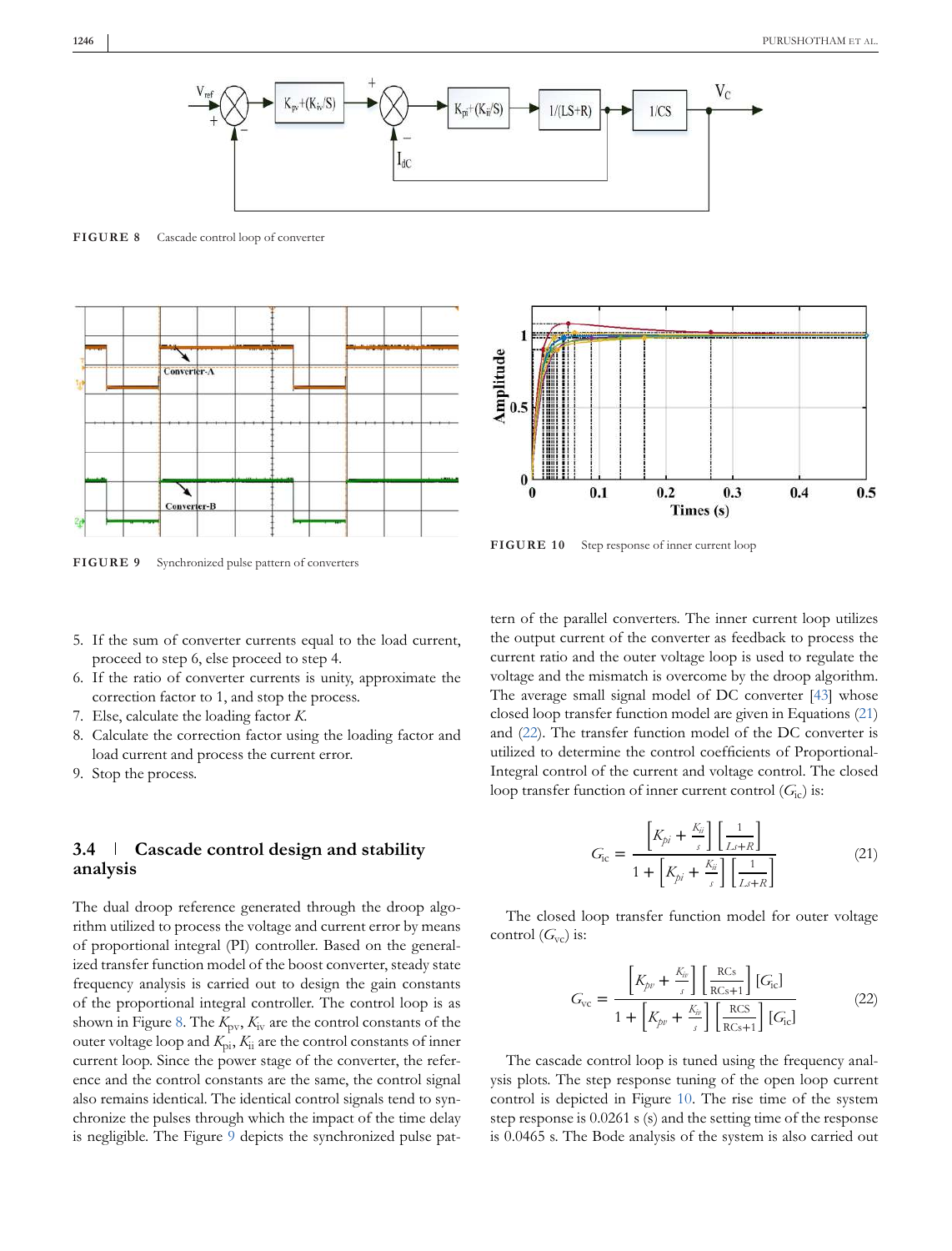FIGURE 8 Cascade control loop of converter

FIGURE 9 Synchronized pulse pattern of converters

FIGURE 10 Step response of inner current loop

5. If the sum of converter currents equal to the load current, proceed to step 6, else proceed to step 4.
6. If the ratio of converter currents is unity, approximate the correction factor to 1, and stop the process.
7. Else, calculate the loading factor *K*.
8. Calculate the correction factor using the loading factor and load current and process the current error.
9. Stop the process.

### 3.4 | Cascade control design and stability analysis

The dual droop reference generated through the droop algorithm utilized to process the voltage and current error by means of proportional integral (PI) controller. Based on the generalized transfer function model of the boost converter, steady state frequency analysis is carried out to design the gain constants of the proportional integral controller. The control loop is as shown in Figure 8. The $K_{pv}$, $K_{iv}$ are the control constants of the outer voltage loop and $K_{pi}$, $K_{ii}$ are the control constants of inner current loop. Since the power stage of the converter, the reference and the control constants are the same, the control signal also remains identical. The identical control signals tend to synchronize the pulses through which the impact of the time delay is negligible. The Figure 9 depicts the synchronized pulse pattern of the parallel converters. The inner current loop utilizes the output current of the converter as feedback to process the current ratio and the outer voltage loop is used to regulate the voltage and the mismatch is overcome by the droop algorithm. The average small signal model of DC converter [43] whose closed loop transfer function model are given in Equations (21) and (22). The transfer function model of the DC converter is utilized to determine the control coefficients of Proportional-Integral control of the current and voltage control. The closed loop transfer function of inner current control ($G_{ic}$) is:

$$G_{ic} = \frac{\left[K_{pi} + \frac{K_{ii}}{s}\right]\left[\frac{1}{Ls+R}\right]}{1 + \left[K_{pi} + \frac{K_{ii}}{s}\right]\left[\frac{1}{Ls+R}\right]} \tag{21}$$

The closed loop transfer function model for outer voltage control ($G_{vc}$) is:

$$G_{vc} = \frac{\left[K_{pv} + \frac{K_{iv}}{s}\right]\left[\frac{RCs}{RCs+1}\right][G_{ic}]}{1 + \left[K_{pv} + \frac{K_{iv}}{s}\right]\left[\frac{RCS}{RCs+1}\right][G_{ic}]} \tag{22}$$

The cascade control loop is tuned using the frequency analysis plots. The step response tuning of the open loop current control is depicted in Figure 10. The rise time of the system step response is 0.0261 s (s) and the setting time of the response is 0.0465 s. The Bode analysis of the system is also carried out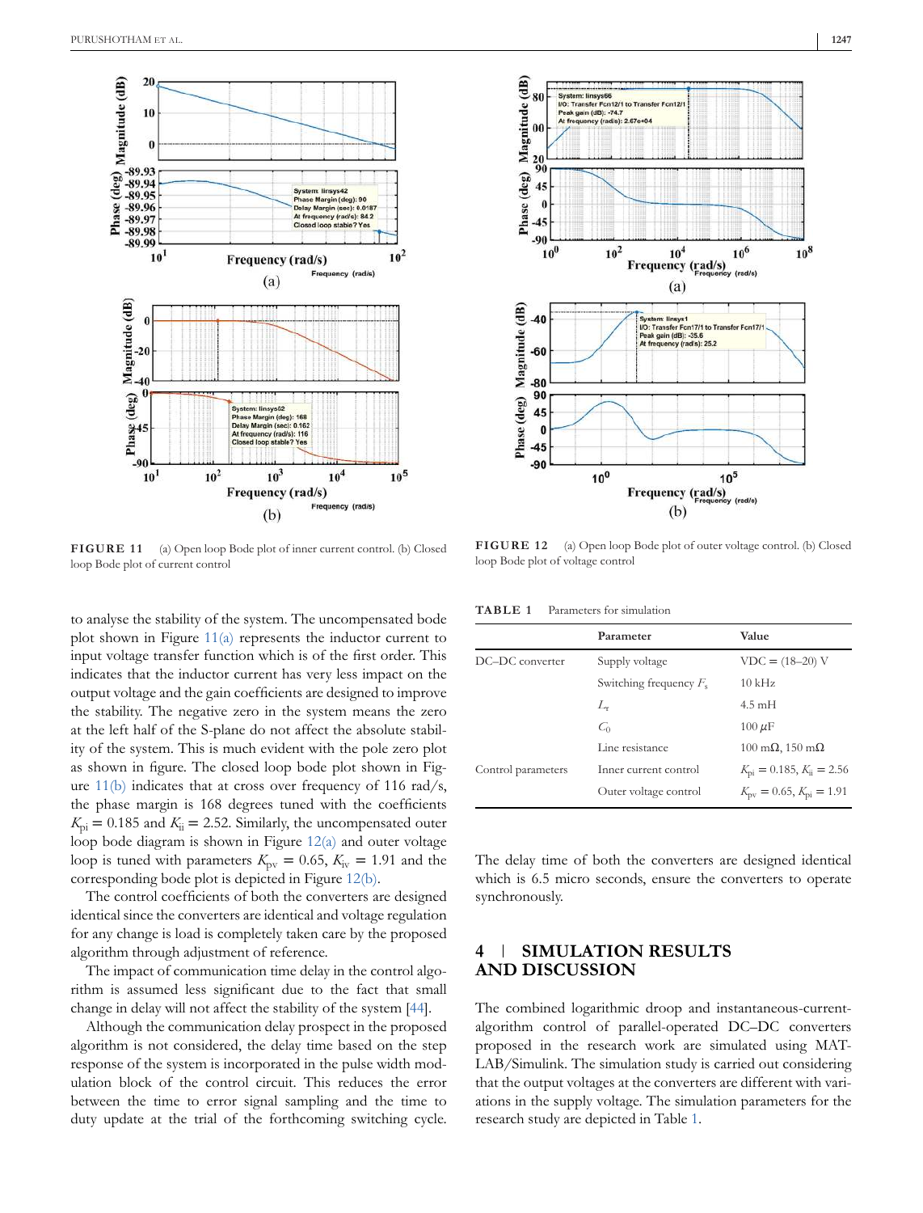FIGURE 11 (a) Open loop Bode plot of inner current control. (b) Closed loop Bode plot of current control

FIGURE 12 (a) Open loop Bode plot of outer voltage control. (b) Closed loop Bode plot of voltage control

to analyse the stability of the system. The uncompensated bode plot shown in Figure 11(a) represents the inductor current to input voltage transfer function which is of the first order. This indicates that the inductor current has very less impact on the output voltage and the gain coefficients are designed to improve the stability. The negative zero in the system means the zero at the left half of the S-plane do not affect the absolute stability of the system. This is much evident with the pole zero plot as shown in figure. The closed loop bode plot shown in Figure 11(b) indicates that at cross over frequency of 116 rad/s, the phase margin is 168 degrees tuned with the coefficients $K_{pi} = 0.185$ and $K_{ii} = 2.52$. Similarly, the uncompensated outer loop bode diagram is shown in Figure 12(a) and outer voltage loop is tuned with parameters $K_{pv} = 0.65$, $K_{iv} = 1.91$ and the corresponding bode plot is depicted in Figure 12(b).

The control coefficients of both the converters are designed identical since the converters are identical and voltage regulation for any change is load is completely taken care by the proposed algorithm through adjustment of reference.

The impact of communication time delay in the control algorithm is assumed less significant due to the fact that small change in delay will not affect the stability of the system [44].

Although the communication delay prospect in the proposed algorithm is not considered, the delay time based on the step response of the system is incorporated in the pulse width modulation block of the control circuit. This reduces the error between the time to error signal sampling and the time to duty update at the trial of the forthcoming switching cycle.

TABLE 1 Parameters for simulation

| | Parameter | Value |
|---|---|---|
| DC–DC converter | Supply voltage | VDC = (18–20) V |
| | Switching frequency $F_s$ | 10 kHz |
| | $L_r$ | 4.5 mH |
| | $C_0$ | 100 $\mu$F |
| | Line resistance | 100 mΩ, 150 mΩ |
| Control parameters | Inner current control | $K_{pi} = 0.185$, $K_{ii} = 2.56$ |
| | Outer voltage control | $K_{pv} = 0.65$, $K_{pi} = 1.91$ |

The delay time of both the converters are designed identical which is 6.5 micro seconds, ensure the converters to operate synchronously.

## 4 | SIMULATION RESULTS AND DISCUSSION

The combined logarithmic droop and instantaneous-current-algorithm control of parallel-operated DC–DC converters proposed in the research work are simulated using MATLAB/Simulink. The simulation study is carried out considering that the output voltages at the converters are different with variations in the supply voltage. The simulation parameters for the research study are depicted in Table 1.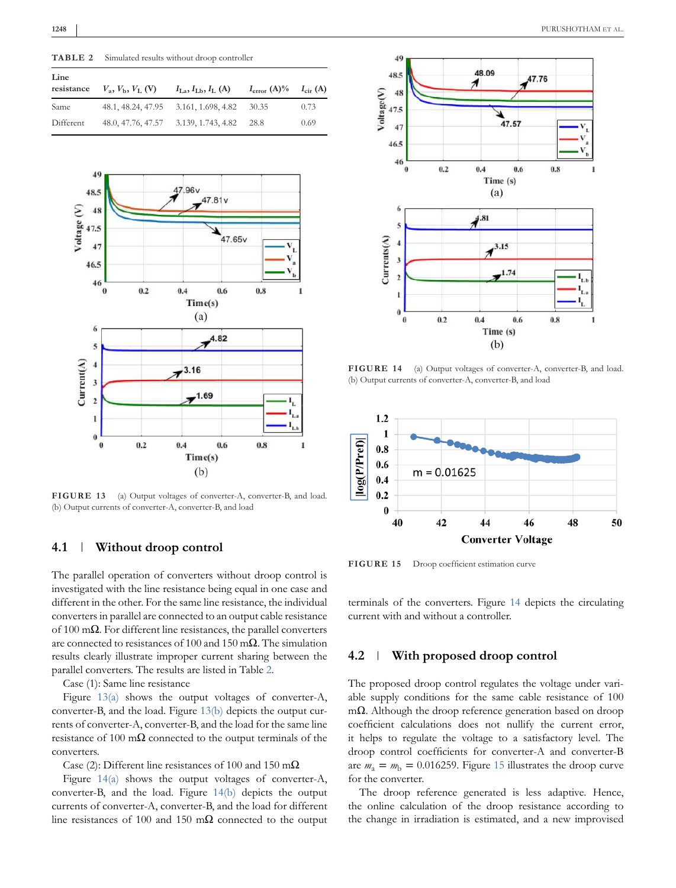**TABLE 2** Simulated results without droop controller

| Line resistance | $V_a, V_b, V_L$ (V) | $I_{La}, I_{Lb}, I_L$ (A) | $I_{error}$ (A)% | $I_{cir}$ (A) |
|---|---|---|---|---|
| Same | 48.1, 48.24, 47.95 | 3.161, 1.698, 4.82 | 30.35 | 0.73 |
| Different | 48.0, 47.76, 47.57 | 3.139, 1.743, 4.82 | 28.8 | 0.69 |

**FIGURE 13** (a) Output voltages of converter-A, converter-B, and load. (b) Output currents of converter-A, converter-B, and load

## 4.1 | Without droop control

The parallel operation of converters without droop control is investigated with the line resistance being equal in one case and different in the other. For the same line resistance, the individual converters in parallel are connected to an output cable resistance of 100 mΩ. For different line resistances, the parallel converters are connected to resistances of 100 and 150 mΩ. The simulation results clearly illustrate improper current sharing between the parallel converters. The results are listed in Table 2.

Case (1): Same line resistance

Figure 13(a) shows the output voltages of converter-A, converter-B, and the load. Figure 13(b) depicts the output currents of converter-A, converter-B, and the load for the same line resistance of 100 mΩ connected to the output terminals of the converters.

Case (2): Different line resistances of 100 and 150 mΩ

Figure 14(a) shows the output voltages of converter-A, converter-B, and the load. Figure 14(b) depicts the output currents of converter-A, converter-B, and the load for different line resistances of 100 and 150 mΩ connected to the output terminals of the converters. Figure 14 depicts the circulating current with and without a controller.

**FIGURE 14** (a) Output voltages of converter-A, converter-B, and load. (b) Output currents of converter-A, converter-B, and load

**FIGURE 15** Droop coefficient estimation curve

## 4.2 | With proposed droop control

The proposed droop control regulates the voltage under variable supply conditions for the same cable resistance of 100 mΩ. Although the droop reference generation based on droop coefficient calculations does not nullify the current error, it helps to regulate the voltage to a satisfactory level. The droop control coefficients for converter-A and converter-B are $m_a = m_b = 0.016259$. Figure 15 illustrates the droop curve for the converter.

The droop reference generated is less adaptive. Hence, the online calculation of the droop resistance according to the change in irradiation is estimated, and a new improvised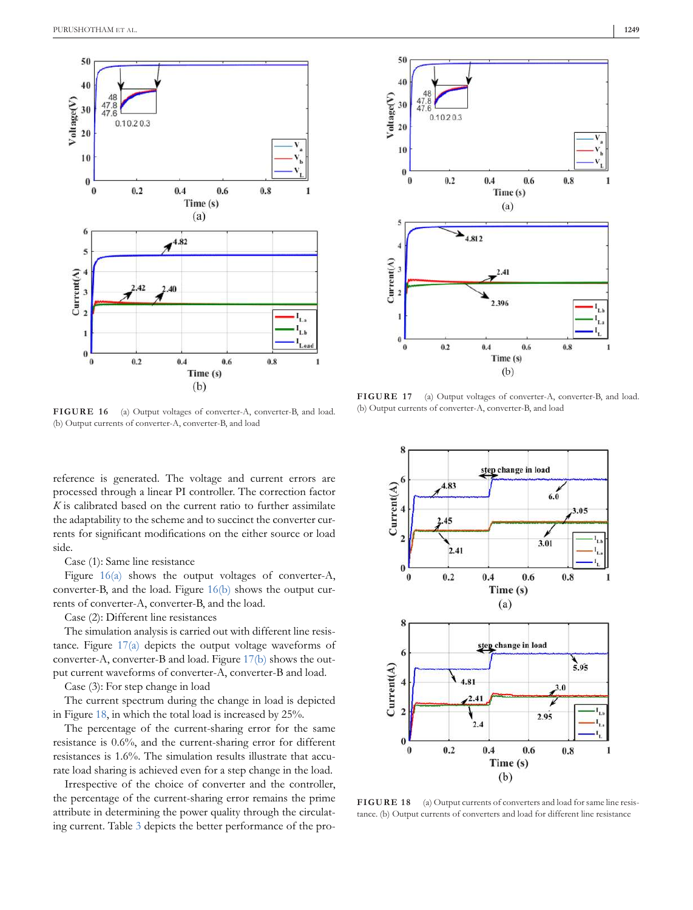FIGURE 16 (a) Output voltages of converter-A, converter-B, and load. (b) Output currents of converter-A, converter-B, and load

FIGURE 17 (a) Output voltages of converter-A, converter-B, and load. (b) Output currents of converter-A, converter-B, and load

FIGURE 18 (a) Output currents of converters and load for same line resistance. (b) Output currents of converters and load for different line resistance

reference is generated. The voltage and current errors are processed through a linear PI controller. The correction factor $K$ is calibrated based on the current ratio to further assimilate the adaptability to the scheme and to succinct the converter currents for significant modifications on the either source or load side.

Case (1): Same line resistance

Figure 16(a) shows the output voltages of converter-A, converter-B, and the load. Figure 16(b) shows the output currents of converter-A, converter-B, and the load.

Case (2): Different line resistances

The simulation analysis is carried out with different line resistance. Figure 17(a) depicts the output voltage waveforms of converter-A, converter-B and load. Figure 17(b) shows the output current waveforms of converter-A, converter-B and load.

Case (3): For step change in load

The current spectrum during the change in load is depicted in Figure 18, in which the total load is increased by 25%.

The percentage of the current-sharing error for the same resistance is 0.6%, and the current-sharing error for different resistances is 1.6%. The simulation results illustrate that accurate load sharing is achieved even for a step change in the load.

Irrespective of the choice of converter and the controller, the percentage of the current-sharing error remains the prime attribute in determining the power quality through the circulating current. Table 3 depicts the better performance of the pro-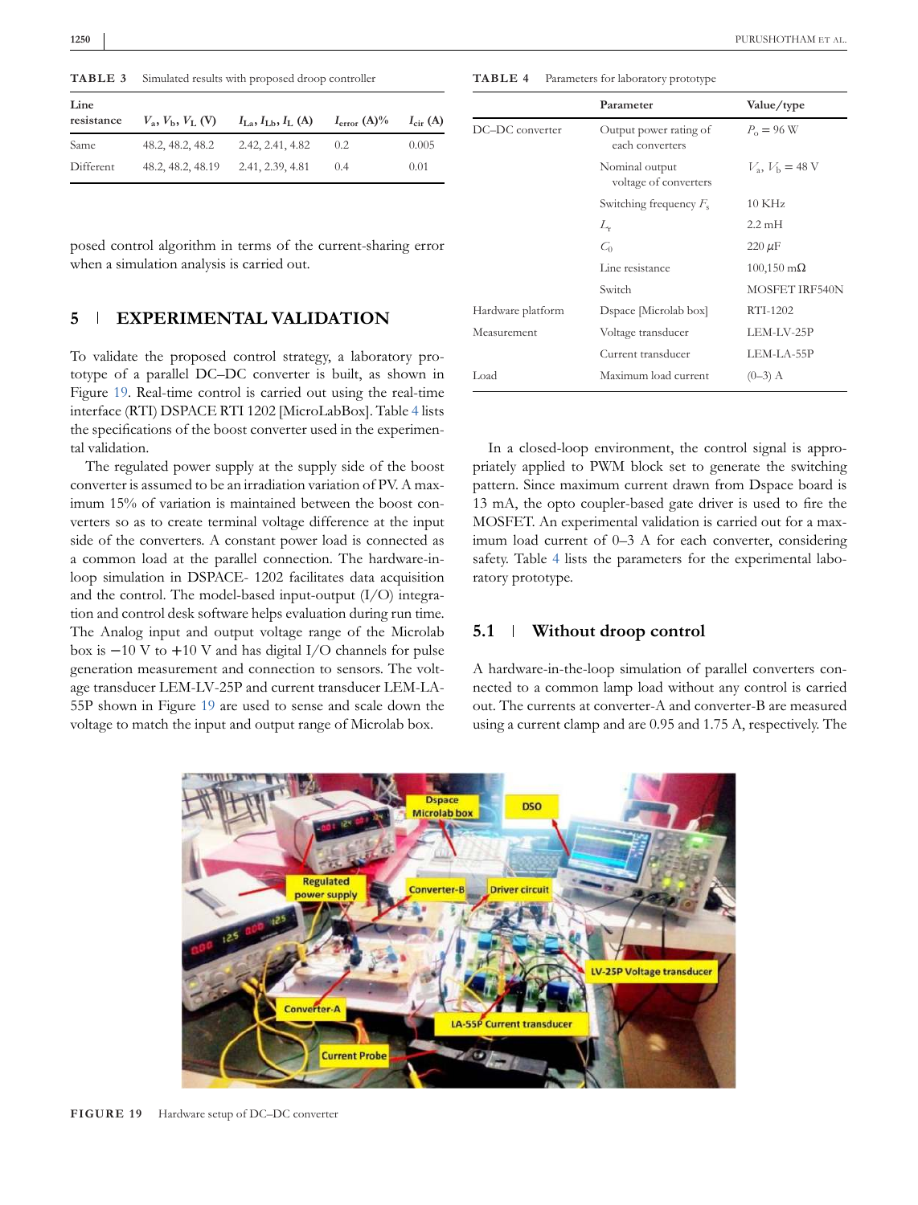**TABLE 3** Simulated results with proposed droop controller

| Line resistance | $V_a$, $V_b$, $V_L$ (V) | $I_{La}$, $I_{Lb}$, $I_L$ (A) | $I_{error}$ (A)% | $I_{cir}$ (A) |
|---|---|---|---|---|
| Same | 48.2, 48.2, 48.2 | 2.42, 2.41, 4.82 | 0.2 | 0.005 |
| Different | 48.2, 48.2, 48.19 | 2.41, 2.39, 4.81 | 0.4 | 0.01 |

posed control algorithm in terms of the current-sharing error when a simulation analysis is carried out.

## 5 | EXPERIMENTAL VALIDATION

To validate the proposed control strategy, a laboratory prototype of a parallel DC–DC converter is built, as shown in Figure 19. Real-time control is carried out using the real-time interface (RTI) DSPACE RTI 1202 [MicroLabBox]. Table 4 lists the specifications of the boost converter used in the experimental validation.

The regulated power supply at the supply side of the boost converter is assumed to be an irradiation variation of PV. A maximum 15% of variation is maintained between the boost converters so as to create terminal voltage difference at the input side of the converters. A constant power load is connected as a common load at the parallel connection. The hardware-in-loop simulation in DSPACE- 1202 facilitates data acquisition and the control. The model-based input-output (I/O) integration and control desk software helps evaluation during run time. The Analog input and output voltage range of the Microlab box is −10 V to +10 V and has digital I/O channels for pulse generation measurement and connection to sensors. The voltage transducer LEM-LV-25P and current transducer LEM-LA-55P shown in Figure 19 are used to sense and scale down the voltage to match the input and output range of Microlab box.

**TABLE 4** Parameters for laboratory prototype

| | Parameter | Value/type |
|---|---|---|
| DC–DC converter | Output power rating of each converters | $P_o = 96$ W |
| | Nominal output voltage of converters | $V_a$, $V_b = 48$ V |
| | Switching frequency $F_s$ | 10 KHz |
| | $L_r$ | 2.2 mH |
| | $C_0$ | 220 $\mu$F |
| | Line resistance | 100,150 m$\Omega$ |
| | Switch | MOSFET IRF540N |
| Hardware platform | Dspace [Microlab box] | RTI-1202 |
| Measurement | Voltage transducer | LEM-LV-25P |
| | Current transducer | LEM-LA-55P |
| Load | Maximum load current | (0–3) A |

In a closed-loop environment, the control signal is appropriately applied to PWM block set to generate the switching pattern. Since maximum current drawn from Dspace board is 13 mA, the opto coupler-based gate driver is used to fire the MOSFET. An experimental validation is carried out for a maximum load current of 0–3 A for each converter, considering safety. Table 4 lists the parameters for the experimental laboratory prototype.

### 5.1 | Without droop control

A hardware-in-the-loop simulation of parallel converters connected to a common lamp load without any control is carried out. The currents at converter-A and converter-B are measured using a current clamp and are 0.95 and 1.75 A, respectively. The

**FIGURE 19** Hardware setup of DC–DC converter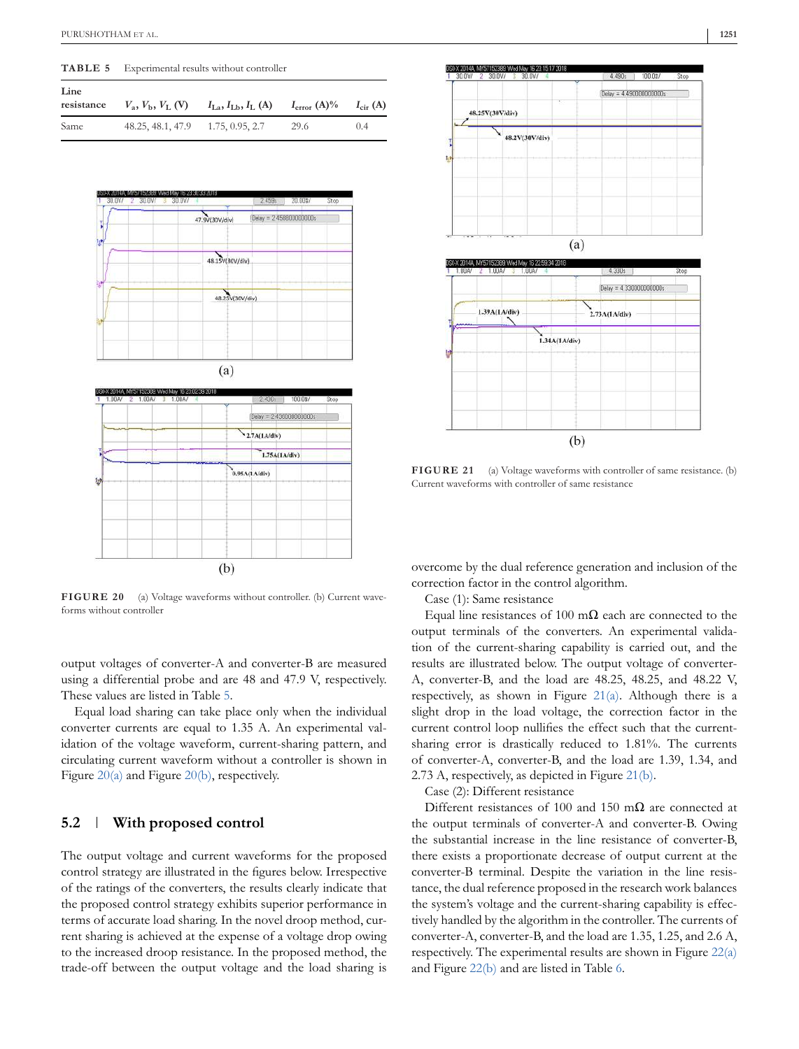**TABLE 5** Experimental results without controller

| Line resistance | $V_a$, $V_b$, $V_L$ (V) | $I_{La}$, $I_{Lb}$, $I_L$ (A) | $I_{error}$ (A)% | $I_{cir}$ (A) |
|---|---|---|---|---|
| Same | 48.25, 48.1, 47.9 | 1.75, 0.95, 2.7 | 29.6 | 0.4 |

**FIGURE 20** (a) Voltage waveforms without controller. (b) Current waveforms without controller

output voltages of converter-A and converter-B are measured using a differential probe and are 48 and 47.9 V, respectively. These values are listed in Table 5.

Equal load sharing can take place only when the individual converter currents are equal to 1.35 A. An experimental validation of the voltage waveform, current-sharing pattern, and circulating current waveform without a controller is shown in Figure 20(a) and Figure 20(b), respectively.

## 5.2 | With proposed control

The output voltage and current waveforms for the proposed control strategy are illustrated in the figures below. Irrespective of the ratings of the converters, the results clearly indicate that the proposed control strategy exhibits superior performance in terms of accurate load sharing. In the novel droop method, current sharing is achieved at the expense of a voltage drop owing to the increased droop resistance. In the proposed method, the trade-off between the output voltage and the load sharing is overcome by the dual reference generation and inclusion of the correction factor in the control algorithm.

**FIGURE 21** (a) Voltage waveforms with controller of same resistance. (b) Current waveforms with controller of same resistance

Case (1): Same resistance

Equal line resistances of 100 mΩ each are connected to the output terminals of the converters. An experimental validation of the current-sharing capability is carried out, and the results are illustrated below. The output voltage of converter-A, converter-B, and the load are 48.25, 48.25, and 48.22 V, respectively, as shown in Figure 21(a). Although there is a slight drop in the load voltage, the correction factor in the current control loop nullifies the effect such that the current-sharing error is drastically reduced to 1.81%. The currents of converter-A, converter-B, and the load are 1.39, 1.34, and 2.73 A, respectively, as depicted in Figure 21(b).

Case (2): Different resistance

Different resistances of 100 and 150 mΩ are connected at the output terminals of converter-A and converter-B. Owing the substantial increase in the line resistance of converter-B, there exists a proportionate decrease of output current at the converter-B terminal. Despite the variation in the line resistance, the dual reference proposed in the research work balances the system's voltage and the current-sharing capability is effectively handled by the algorithm in the controller. The currents of converter-A, converter-B, and the load are 1.35, 1.25, and 2.6 A, respectively. The experimental results are shown in Figure 22(a) and Figure 22(b) and are listed in Table 6.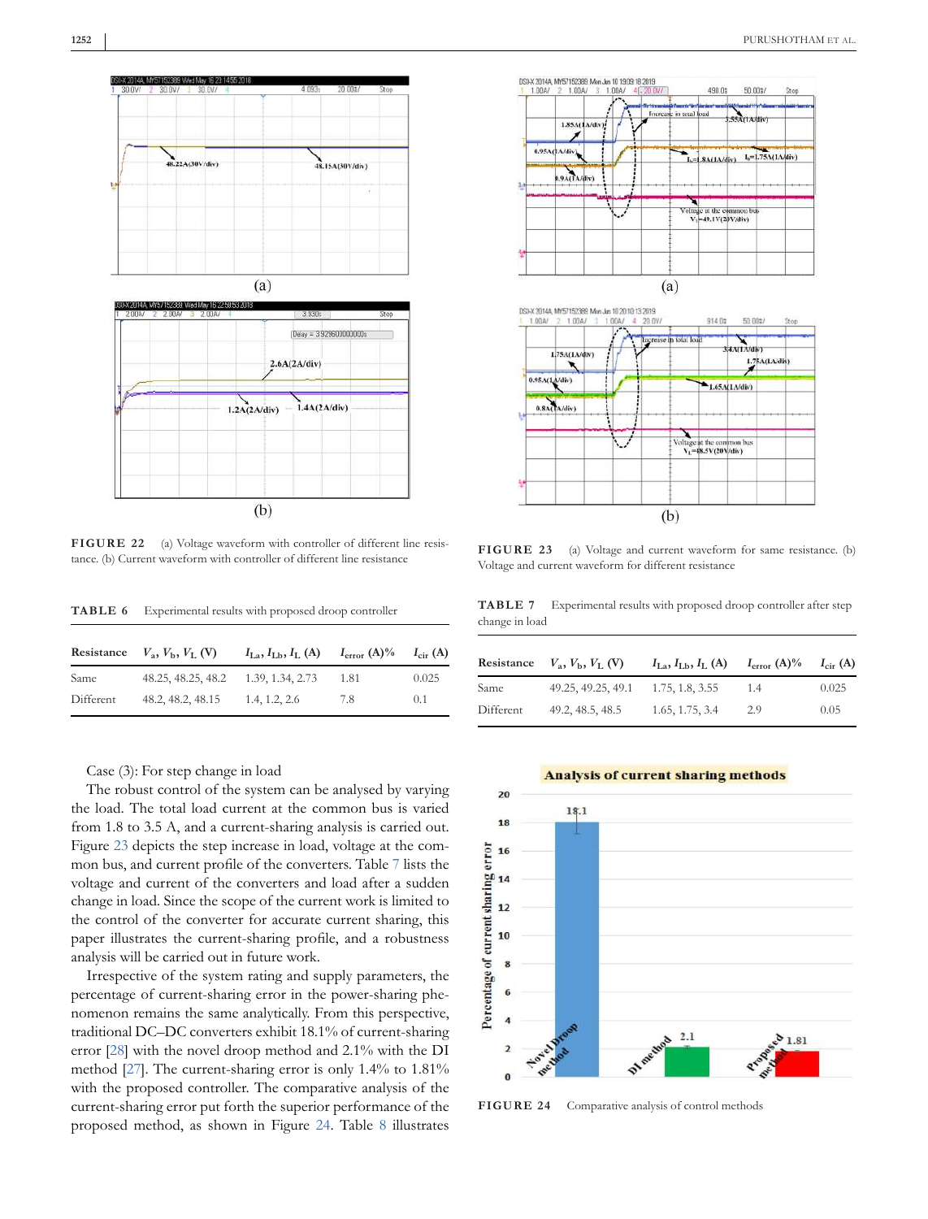FIGURE 22 (a) Voltage waveform with controller of different line resistance. (b) Current waveform with controller of different line resistance

FIGURE 23 (a) Voltage and current waveform for same resistance. (b) Voltage and current waveform for different resistance

TABLE 6 Experimental results with proposed droop controller

| Resistance | $V_a$, $V_b$, $V_L$ (V) | $I_{La}$, $I_{Lb}$, $I_L$ (A) | $I_{error}$ (A)% | $I_{cir}$ (A) |
|---|---|---|---|---|
| Same | 48.25, 48.25, 48.2 | 1.39, 1.34, 2.73 | 1.81 | 0.025 |
| Different | 48.2, 48.2, 48.15 | 1.4, 1.2, 2.6 | 7.8 | 0.1 |

TABLE 7 Experimental results with proposed droop controller after step change in load

| Resistance | $V_a$, $V_b$, $V_L$ (V) | $I_{La}$, $I_{Lb}$, $I_L$ (A) | $I_{error}$ (A)% | $I_{cir}$ (A) |
|---|---|---|---|---|
| Same | 49.25, 49.25, 49.1 | 1.75, 1.8, 3.55 | 1.4 | 0.025 |
| Different | 49.2, 48.5, 48.5 | 1.65, 1.75, 3.4 | 2.9 | 0.05 |

Case (3): For step change in load

The robust control of the system can be analysed by varying the load. The total load current at the common bus is varied from 1.8 to 3.5 A, and a current-sharing analysis is carried out. Figure 23 depicts the step increase in load, voltage at the common bus, and current profile of the converters. Table 7 lists the voltage and current of the converters and load after a sudden change in load. Since the scope of the current work is limited to the control of the converter for accurate current sharing, this paper illustrates the current-sharing profile, and a robustness analysis will be carried out in future work.

Irrespective of the system rating and supply parameters, the percentage of current-sharing error in the power-sharing phenomenon remains the same analytically. From this perspective, traditional DC–DC converters exhibit 18.1% of current-sharing error [28] with the novel droop method and 2.1% with the DI method [27]. The current-sharing error is only 1.4% to 1.81% with the proposed controller. The comparative analysis of the current-sharing error put forth the superior performance of the proposed method, as shown in Figure 24. Table 8 illustrates

FIGURE 24 Comparative analysis of control methods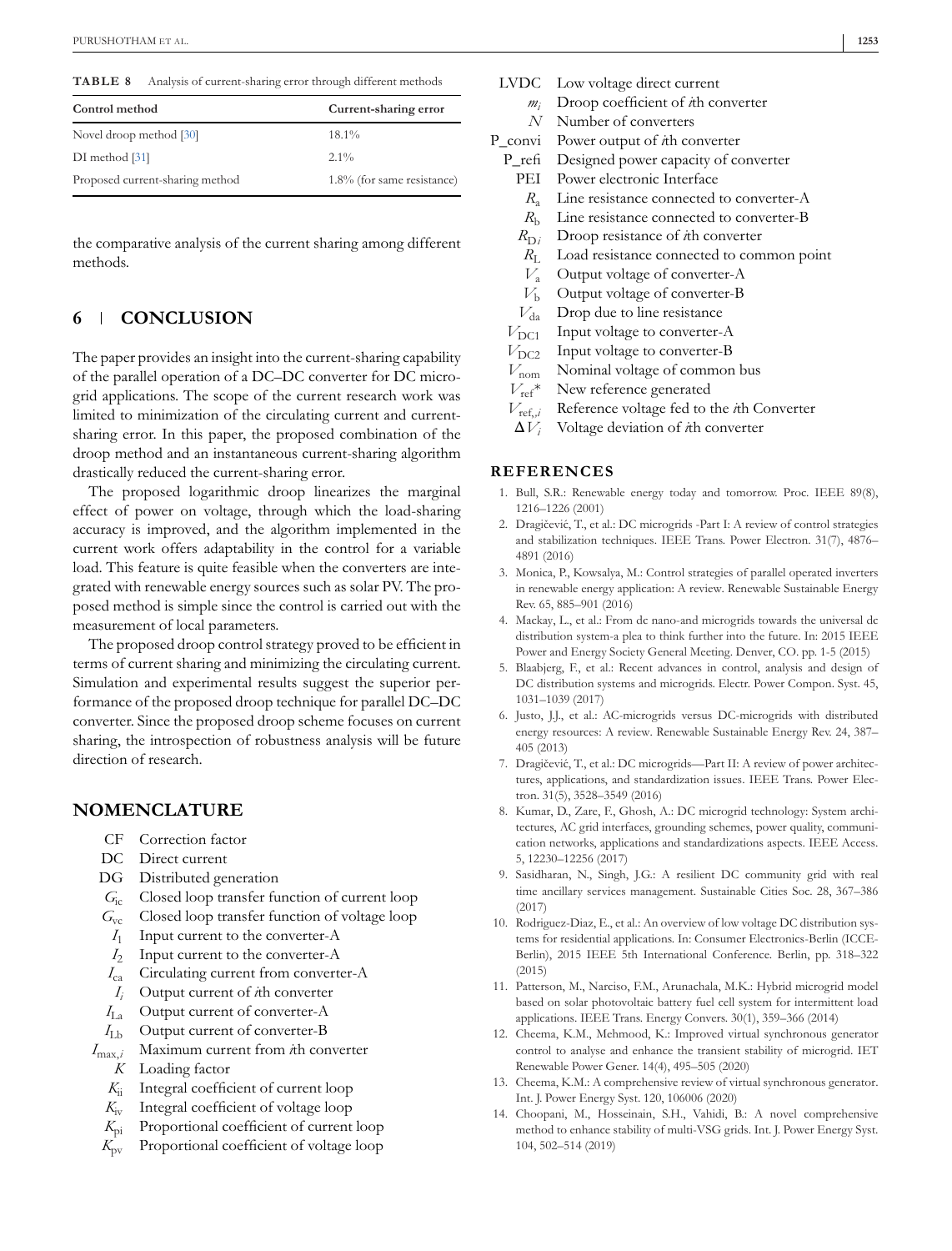**TABLE 8** Analysis of current-sharing error through different methods

| Control method | Current-sharing error |
| --- | --- |
| Novel droop method [30] | 18.1% |
| DI method [31] | 2.1% |
| Proposed current-sharing method | 1.8% (for same resistance) |

the comparative analysis of the current sharing among different methods.

## 6 | CONCLUSION

The paper provides an insight into the current-sharing capability of the parallel operation of a DC–DC converter for DC microgrid applications. The scope of the current research work was limited to minimization of the circulating current and current-sharing error. In this paper, the proposed combination of the droop method and an instantaneous current-sharing algorithm drastically reduced the current-sharing error.

The proposed logarithmic droop linearizes the marginal effect of power on voltage, through which the load-sharing accuracy is improved, and the algorithm implemented in the current work offers adaptability in the control for a variable load. This feature is quite feasible when the converters are integrated with renewable energy sources such as solar PV. The proposed method is simple since the control is carried out with the measurement of local parameters.

The proposed droop control strategy proved to be efficient in terms of current sharing and minimizing the circulating current. Simulation and experimental results suggest the superior performance of the proposed droop technique for parallel DC–DC converter. Since the proposed droop scheme focuses on current sharing, the introspection of robustness analysis will be future direction of research.

## NOMENCLATURE

- CF Correction factor
- DC Direct current
- DG Distributed generation
- $G_{ic}$ Closed loop transfer function of current loop
- $G_{vc}$ Closed loop transfer function of voltage loop
- $I_1$ Input current to the converter-A
- $I_2$ Input current to the converter-A
- $I_{ca}$ Circulating current from converter-A
- $I_i$ Output current of *i*th converter
- $I_{La}$ Output current of converter-A
- $I_{Lb}$ Output current of converter-B
- $I_{max,i}$ Maximum current from *i*th converter
- $K$ Loading factor
- $K_{ii}$ Integral coefficient of current loop
- $K_{iv}$ Integral coefficient of voltage loop
- $K_{pi}$ Proportional coefficient of current loop
- $K_{pv}$ Proportional coefficient of voltage loop
- LVDC Low voltage direct current
- $m_i$ Droop coefficient of *i*th converter
- $N$ Number of converters
- P_convi Power output of *i*th converter
- P_refi Designed power capacity of converter
- PEI Power electronic Interface
- $R_a$ Line resistance connected to converter-A
- $R_b$ Line resistance connected to converter-B
- $R_{Di}$ Droop resistance of *i*th converter
- $R_L$ Load resistance connected to common point
- $V_a$ Output voltage of converter-A
- $V_b$ Output voltage of converter-B
- $V_{da}$ Drop due to line resistance
- $V_{DC1}$ Input voltage to converter-A
- $V_{DC2}$ Input voltage to converter-B
- $V_{nom}$ Nominal voltage of common bus
- $V_{ref}{}^*$ New reference generated
- $V_{ref,i}$ Reference voltage fed to the *i*th Converter
- $\Delta V_i$ Voltage deviation of *i*th converter

## REFERENCES

1. Bull, S.R.: Renewable energy today and tomorrow. Proc. IEEE 89(8), 1216–1226 (2001)
2. Dragičević, T., et al.: DC microgrids -Part I: A review of control strategies and stabilization techniques. IEEE Trans. Power Electron. 31(7), 4876–4891 (2016)
3. Monica, P., Kowsalya, M.: Control strategies of parallel operated inverters in renewable energy application: A review. Renewable Sustainable Energy Rev. 65, 885–901 (2016)
4. Mackay, L., et al.: From dc nano-and microgrids towards the universal dc distribution system-a plea to think further into the future. In: 2015 IEEE Power and Energy Society General Meeting. Denver, CO. pp. 1-5 (2015)
5. Blaabjerg, F., et al.: Recent advances in control, analysis and design of DC distribution systems and microgrids. Electr. Power Compon. Syst. 45, 1031–1039 (2017)
6. Justo, J.J., et al.: AC-microgrids versus DC-microgrids with distributed energy resources: A review. Renewable Sustainable Energy Rev. 24, 387–405 (2013)
7. Dragičević, T., et al.: DC microgrids—Part II: A review of power architectures, applications, and standardization issues. IEEE Trans. Power Electron. 31(5), 3528–3549 (2016)
8. Kumar, D., Zare, F., Ghosh, A.: DC microgrid technology: System architectures, AC grid interfaces, grounding schemes, power quality, communication networks, applications and standardizations aspects. IEEE Access. 5, 12230–12256 (2017)
9. Sasidharan, N., Singh, J.G.: A resilient DC community grid with real time ancillary services management. Sustainable Cities Soc. 28, 367–386 (2017)
10. Rodriguez-Diaz, E., et al.: An overview of low voltage DC distribution systems for residential applications. In: Consumer Electronics-Berlin (ICCE-Berlin), 2015 IEEE 5th International Conference. Berlin, pp. 318–322 (2015)
11. Patterson, M., Narciso, F.M., Arunachala, M.K.: Hybrid microgrid model based on solar photovoltaic battery fuel cell system for intermittent load applications. IEEE Trans. Energy Convers. 30(1), 359–366 (2014)
12. Cheema, K.M., Mehmood, K.: Improved virtual synchronous generator control to analyse and enhance the transient stability of microgrid. IET Renewable Power Gener. 14(4), 495–505 (2020)
13. Cheema, K.M.: A comprehensive review of virtual synchronous generator. Int. J. Power Energy Syst. 120, 106006 (2020)
14. Choopani, M., Hosseinain, S.H., Vahidi, B.: A novel comprehensive method to enhance stability of multi-VSG grids. Int. J. Power Energy Syst. 104, 502–514 (2019)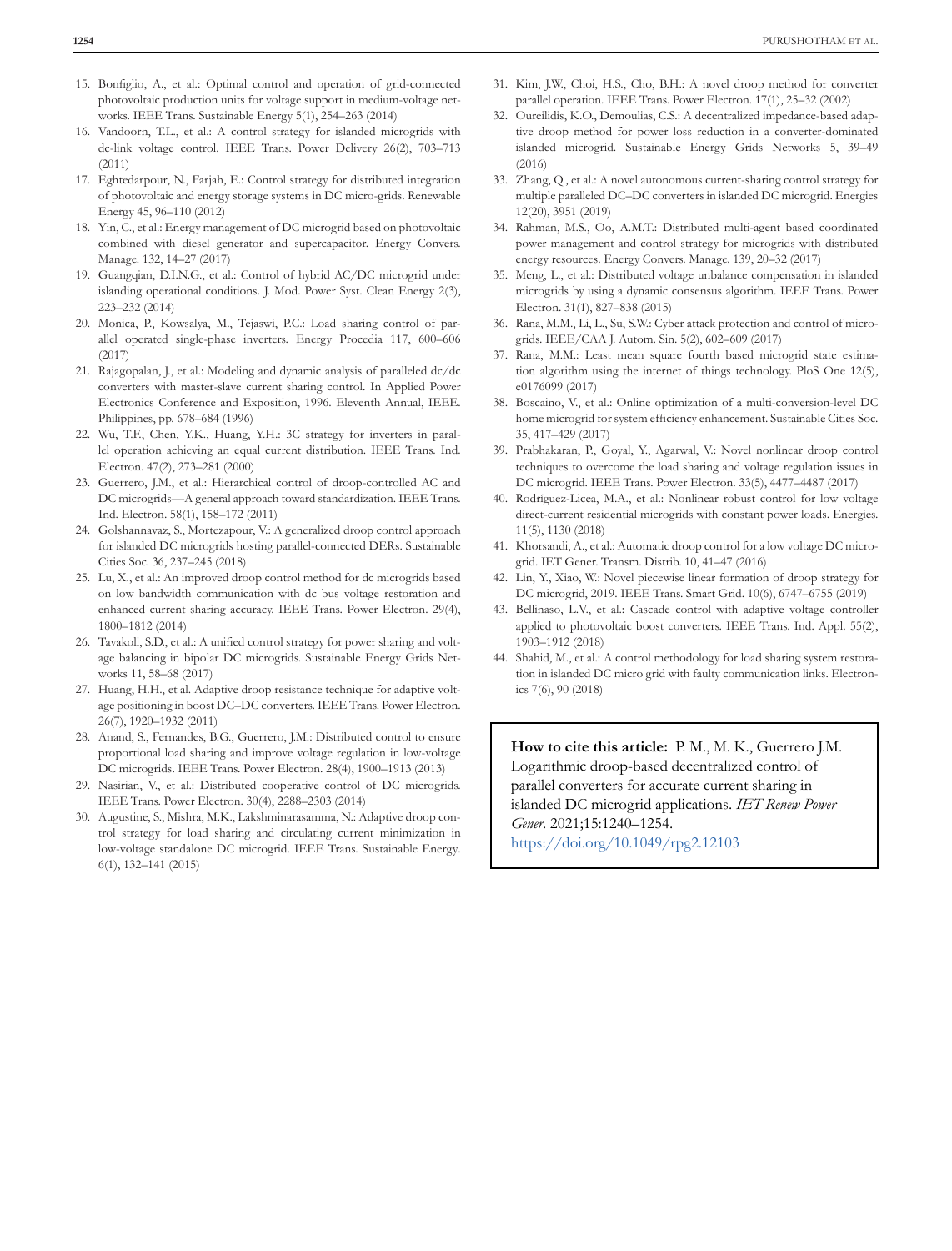15. Bonfiglio, A., et al.: Optimal control and operation of grid-connected photovoltaic production units for voltage support in medium-voltage networks. IEEE Trans. Sustainable Energy 5(1), 254–263 (2014)
16. Vandoorn, T.L., et al.: A control strategy for islanded microgrids with dc-link voltage control. IEEE Trans. Power Delivery 26(2), 703–713 (2011)
17. Eghtedarpour, N., Farjah, E.: Control strategy for distributed integration of photovoltaic and energy storage systems in DC micro-grids. Renewable Energy 45, 96–110 (2012)
18. Yin, C., et al.: Energy management of DC microgrid based on photovoltaic combined with diesel generator and supercapacitor. Energy Convers. Manage. 132, 14–27 (2017)
19. Guangqian, D.I.N.G., et al.: Control of hybrid AC/DC microgrid under islanding operational conditions. J. Mod. Power Syst. Clean Energy 2(3), 223–232 (2014)
20. Monica, P., Kowsalya, M., Tejaswi, P.C.: Load sharing control of parallel operated single-phase inverters. Energy Procedia 117, 600–606 (2017)
21. Rajagopalan, J., et al.: Modeling and dynamic analysis of paralleled dc/dc converters with master-slave current sharing control. In Applied Power Electronics Conference and Exposition, 1996. Eleventh Annual, IEEE. Philippines, pp. 678–684 (1996)
22. Wu, T.F., Chen, Y.K., Huang, Y.H.: 3C strategy for inverters in parallel operation achieving an equal current distribution. IEEE Trans. Ind. Electron. 47(2), 273–281 (2000)
23. Guerrero, J.M., et al.: Hierarchical control of droop-controlled AC and DC microgrids—A general approach toward standardization. IEEE Trans. Ind. Electron. 58(1), 158–172 (2011)
24. Golshannavaz, S., Mortezapour, V.: A generalized droop control approach for islanded DC microgrids hosting parallel-connected DERs. Sustainable Cities Soc. 36, 237–245 (2018)
25. Lu, X., et al.: An improved droop control method for dc microgrids based on low bandwidth communication with dc bus voltage restoration and enhanced current sharing accuracy. IEEE Trans. Power Electron. 29(4), 1800–1812 (2014)
26. Tavakoli, S.D., et al.: A unified control strategy for power sharing and voltage balancing in bipolar DC microgrids. Sustainable Energy Grids Networks 11, 58–68 (2017)
27. Huang, H.H., et al. Adaptive droop resistance technique for adaptive voltage positioning in boost DC–DC converters. IEEE Trans. Power Electron. 26(7), 1920–1932 (2011)
28. Anand, S., Fernandes, B.G., Guerrero, J.M.: Distributed control to ensure proportional load sharing and improve voltage regulation in low-voltage DC microgrids. IEEE Trans. Power Electron. 28(4), 1900–1913 (2013)
29. Nasirian, V., et al.: Distributed cooperative control of DC microgrids. IEEE Trans. Power Electron. 30(4), 2288–2303 (2014)
30. Augustine, S., Mishra, M.K., Lakshminarasamma, N.: Adaptive droop control strategy for load sharing and circulating current minimization in low-voltage standalone DC microgrid. IEEE Trans. Sustainable Energy. 6(1), 132–141 (2015)
31. Kim, J.W., Choi, H.S., Cho, B.H.: A novel droop method for converter parallel operation. IEEE Trans. Power Electron. 17(1), 25–32 (2002)
32. Oureilidis, K.O., Demoulias, C.S.: A decentralized impedance-based adaptive droop method for power loss reduction in a converter-dominated islanded microgrid. Sustainable Energy Grids Networks 5, 39–49 (2016)
33. Zhang, Q., et al.: A novel autonomous current-sharing control strategy for multiple paralleled DC–DC converters in islanded DC microgrid. Energies 12(20), 3951 (2019)
34. Rahman, M.S., Oo, A.M.T.: Distributed multi-agent based coordinated power management and control strategy for microgrids with distributed energy resources. Energy Convers. Manage. 139, 20–32 (2017)
35. Meng, L., et al.: Distributed voltage unbalance compensation in islanded microgrids by using a dynamic consensus algorithm. IEEE Trans. Power Electron. 31(1), 827–838 (2015)
36. Rana, M.M., Li, L., Su, S.W.: Cyber attack protection and control of microgrids. IEEE/CAA J. Autom. Sin. 5(2), 602–609 (2017)
37. Rana, M.M.: Least mean square fourth based microgrid state estimation algorithm using the internet of things technology. PloS One 12(5), e0176099 (2017)
38. Boscaino, V., et al.: Online optimization of a multi-conversion-level DC home microgrid for system efficiency enhancement. Sustainable Cities Soc. 35, 417–429 (2017)
39. Prabhakaran, P., Goyal, Y., Agarwal, V.: Novel nonlinear droop control techniques to overcome the load sharing and voltage regulation issues in DC microgrid. IEEE Trans. Power Electron. 33(5), 4477–4487 (2017)
40. Rodríguez-Licea, M.A., et al.: Nonlinear robust control for low voltage direct-current residential microgrids with constant power loads. Energies. 11(5), 1130 (2018)
41. Khorsandi, A., et al.: Automatic droop control for a low voltage DC microgrid. IET Gener. Transm. Distrib. 10, 41–47 (2016)
42. Lin, Y., Xiao, W.: Novel piecewise linear formation of droop strategy for DC microgrid, 2019. IEEE Trans. Smart Grid. 10(6), 6747–6755 (2019)
43. Bellinaso, L.V., et al.: Cascade control with adaptive voltage controller applied to photovoltaic boost converters. IEEE Trans. Ind. Appl. 55(2), 1903–1912 (2018)
44. Shahid, M., et al.: A control methodology for load sharing system restoration in islanded DC micro grid with faulty communication links. Electronics 7(6), 90 (2018)

**How to cite this article:** P. M., M. K., Guerrero J.M. Logarithmic droop-based decentralized control of parallel converters for accurate current sharing in islanded DC microgrid applications. *IET Renew Power Gener.* 2021;15:1240–1254. https://doi.org/10.1049/rpg2.12103